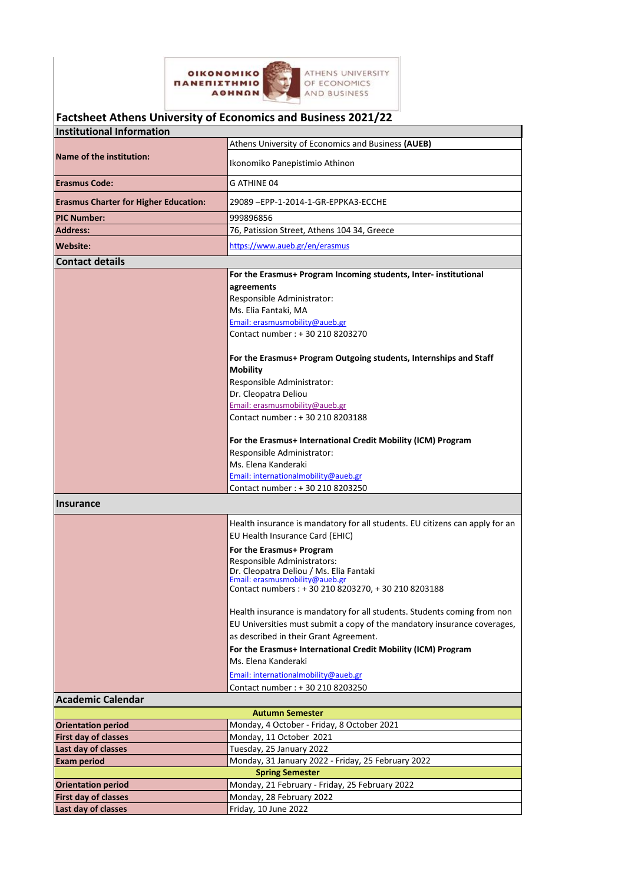# Factsheet Athens University of Economics and Business 2021/22

| Institutional Information | |
|---|---|
| **Name of the institution:** | Athens University of Economics and Business **(AUEB)** |
| | Ikonomiko Panepistimio Athinon |
| **Erasmus Code:** | G ATHINE 04 |
| **Erasmus Charter for Higher Education:** | 29089 –EPP-1-2014-1-GR-EPPKA3-ECCHE |
| **PIC Number:** | 999896856 |
| **Address:** | 76, Patission Street, Athens 104 34, Greece |
| **Website:** | https://www.aueb.gr/en/erasmus |

## Contact details

**For the Erasmus+ Program Incoming students, Inter- institutional agreements**
Responsible Administrator:
Ms. Elia Fantaki, MA
Email: erasmusmobility@aueb.gr
Contact number : + 30 210 8203270

**For the Erasmus+ Program Outgoing students, Internships and Staff Mobility**
Responsible Administrator:
Dr. Cleopatra Deliou
Email: erasmusmobility@aueb.gr
Contact number : + 30 210 8203188

**For the Erasmus+ International Credit Mobility (ICM) Program**
Responsible Administrator:
Ms. Elena Kanderaki
Email: internationalmobility@aueb.gr
Contact number : + 30 210 8203250

## Insurance

Health insurance is mandatory for all students. EU citizens can apply for an EU Health Insurance Card (EHIC)

**For the Erasmus+ Program**
Responsible Administrators:
Dr. Cleopatra Deliou / Ms. Elia Fantaki
Email: erasmusmobility@aueb.gr
Contact numbers : + 30 210 8203270, + 30 210 8203188

Health insurance is mandatory for all students. Students coming from non EU Universities must submit a copy of the mandatory insurance coverages, as described in their Grant Agreement.

**For the Erasmus+ International Credit Mobility (ICM) Program**
Ms. Elena Kanderaki
Email: internationalmobility@aueb.gr
Contact number : + 30 210 8203250

## Academic Calendar

| **Autumn Semester** | |
|---|---|
| **Orientation period** | Monday, 4 October - Friday, 8 October 2021 |
| **First day of classes** | Monday, 11 October 2021 |
| **Last day of classes** | Tuesday, 25 January 2022 |
| **Exam period** | Monday, 31 January 2022 - Friday, 25 February 2022 |
| **Spring Semester** | |
| **Orientation period** | Monday, 21 February - Friday, 25 February 2022 |
| **First day of classes** | Monday, 28 February 2022 |
| **Last day of classes** | Friday, 10 June 2022 |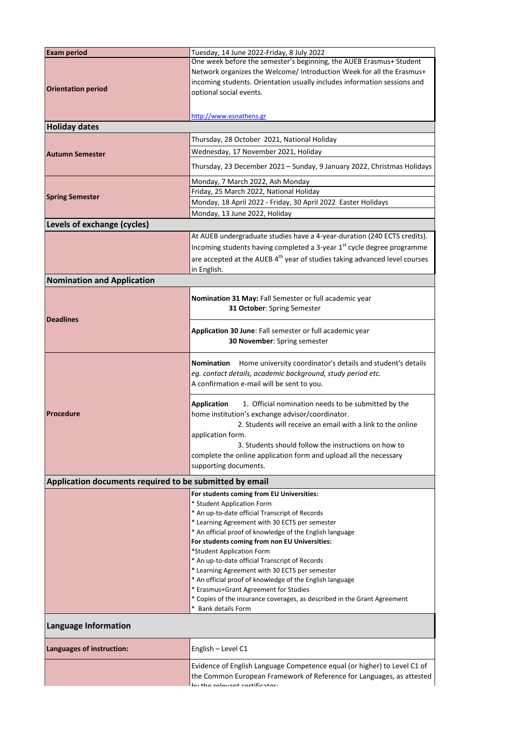| | |
|---|---|
| **Exam period** | Tuesday, 14 June 2022-Friday, 8 July 2022 |
| **Orientation period** | One week before the semester's beginning, the AUEB Erasmus+ Student Network organizes the Welcome/ Introduction Week for all the Erasmus+ incoming students. Orientation usually includes information sessions and optional social events.<br><br>http://www.esnathens.gr |
| **Holiday dates** | |
| **Autumn Semester** | Thursday, 28 October 2021, National Holiday<br>Wednesday, 17 November 2021, Holiday<br>Thursday, 23 December 2021 – Sunday, 9 January 2022, Christmas Holidays |
| **Spring Semester** | Monday, 7 March 2022, Ash Monday<br>Friday, 25 March 2022, National Holiday<br>Monday, 18 April 2022 - Friday, 30 April 2022 Easter Holidays<br>Monday, 13 June 2022, Holiday |
| **Levels of exchange (cycles)** | |
| | At AUEB undergraduate studies have a 4-year-duration (240 ECTS credits). Incoming students having completed a 3-year 1st cycle degree programme are accepted at the AUEB 4th year of studies taking advanced level courses in English. |
| **Nomination and Application** | |
| **Deadlines** | **Nomination 31 May:** Fall Semester or full academic year<br>**31 October**: Spring Semester<br><br>**Application 30 June**: Fall semester or full academic year<br>**30 November**: Spring semester |
| **Procedure** | **Nomination** Home university coordinator's details and student's details *eg. contact details, academic background, study period etc.*<br>A confirmation e-mail will be sent to you.<br><br>**Application** 1. Official nomination needs to be submitted by the home institution's exchange advisor/coordinator.<br>2. Students will receive an email with a link to the online application form.<br>3. Students should follow the instructions on how to complete the online application form and upload all the necessary supporting documents. |
| **Application documents required to be submitted by email** | |
| | **For students coming from EU Universities:**<br>* Student Application Form<br>* An up-to-date official Transcript of Records<br>* Learning Agreement with 30 ECTS per semester<br>* An official proof of knowledge of the English language<br>**For students coming from non EU Universities:**<br>*Student Application Form<br>* An up-to-date official Transcript of Records<br>* Learning Agreement with 30 ECTS per semester<br>* An official proof of knowledge of the English language<br>* Erasmus+Grant Agreement for Studies<br>* Copies of the insurance coverages, as described in the Grant Agreement<br>* Bank details Form |
| **Language Information** | |
| **Languages of instruction:** | English – Level C1 |
| | Evidence of English Language Competence equal (or higher) to Level C1 of the Common European Framework of Reference for Languages, as attested by the relevant certificates: |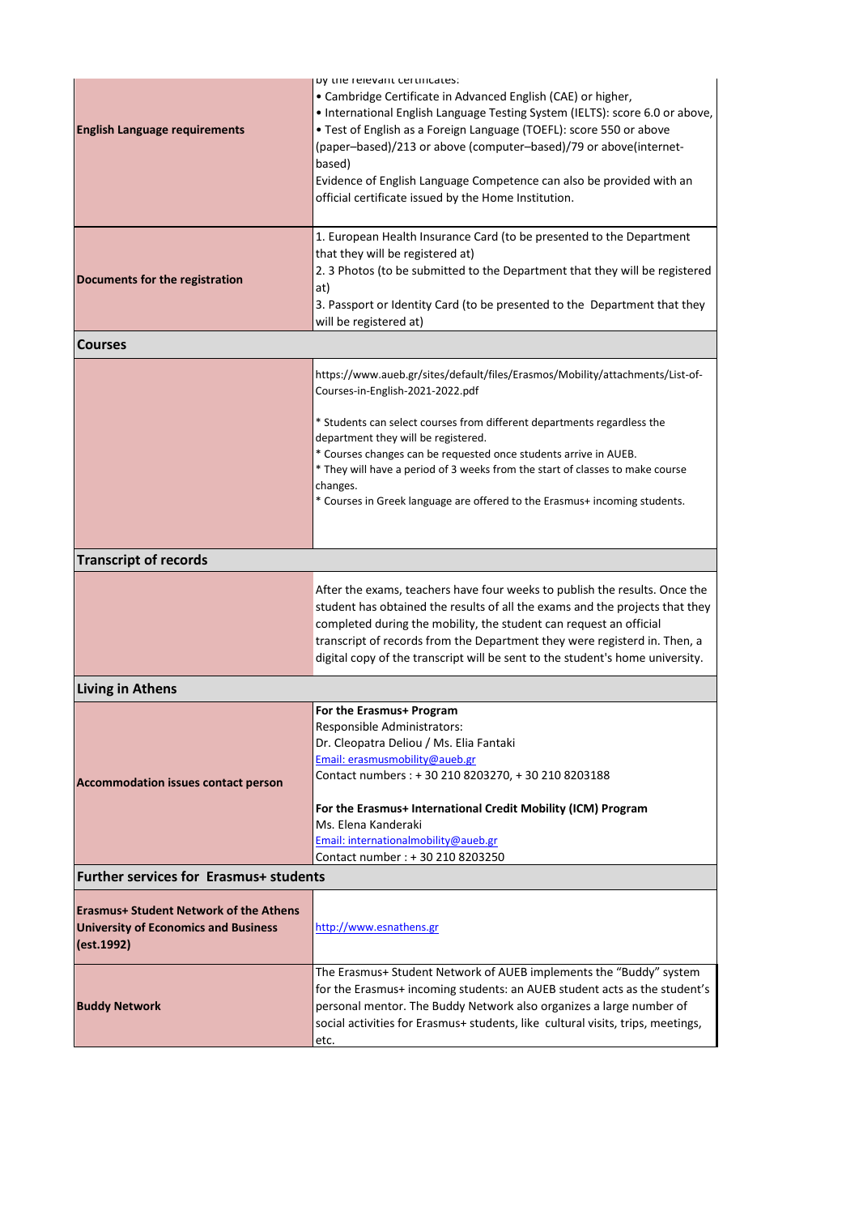| | |
|---|---|
| **English Language requirements** | by the relevant certificates:<br>• Cambridge Certificate in Advanced English (CAE) or higher,<br>• International English Language Testing System (IELTS): score 6.0 or above,<br>• Test of English as a Foreign Language (TOEFL): score 550 or above (paper–based)/213 or above (computer–based)/79 or above(internet-based)<br>Evidence of English Language Competence can also be provided with an official certificate issued by the Home Institution. |
| **Documents for the registration** | 1. European Health Insurance Card (to be presented to the Department that they will be registered at)<br>2. 3 Photos (to be submitted to the Department that they will be registered at)<br>3. Passport or Identity Card (to be presented to the Department that they will be registered at) |
| **Courses** | |
| | https://www.aueb.gr/sites/default/files/Erasmos/Mobility/attachments/List-of-Courses-in-English-2021-2022.pdf<br><br>* Students can select courses from different departments regardless the department they will be registered.<br>* Courses changes can be requested once students arrive in AUEB.<br>* They will have a period of 3 weeks from the start of classes to make course changes.<br>* Courses in Greek language are offered to the Erasmus+ incoming students. |
| **Transcript of records** | |
| | After the exams, teachers have four weeks to publish the results. Once the student has obtained the results of all the exams and the projects that they completed during the mobility, the student can request an official transcript of records from the Department they were registerd in. Then, a digital copy of the transcript will be sent to the student's home university. |
| **Living in Athens** | |
| **Accommodation issues contact person** | **For the Erasmus+ Program**<br>Responsible Administrators:<br>Dr. Cleopatra Deliou / Ms. Elia Fantaki<br>Email: erasmusmobility@aueb.gr<br>Contact numbers : + 30 210 8203270, + 30 210 8203188<br><br>**For the Erasmus+ International Credit Mobility (ICM) Program**<br>Ms. Elena Kanderaki<br>Email: internationalmobility@aueb.gr<br>Contact number : + 30 210 8203250 |
| **Further services for Erasmus+ students** | |
| **Erasmus+ Student Network of the Athens University of Economics and Business (est.1992)** | http://www.esnathens.gr |
| **Buddy Network** | The Erasmus+ Student Network of AUEB implements the "Buddy" system for the Erasmus+ incoming students: an AUEB student acts as the student's personal mentor. The Buddy Network also organizes a large number of social activities for Erasmus+ students, like cultural visits, trips, meetings, etc. |